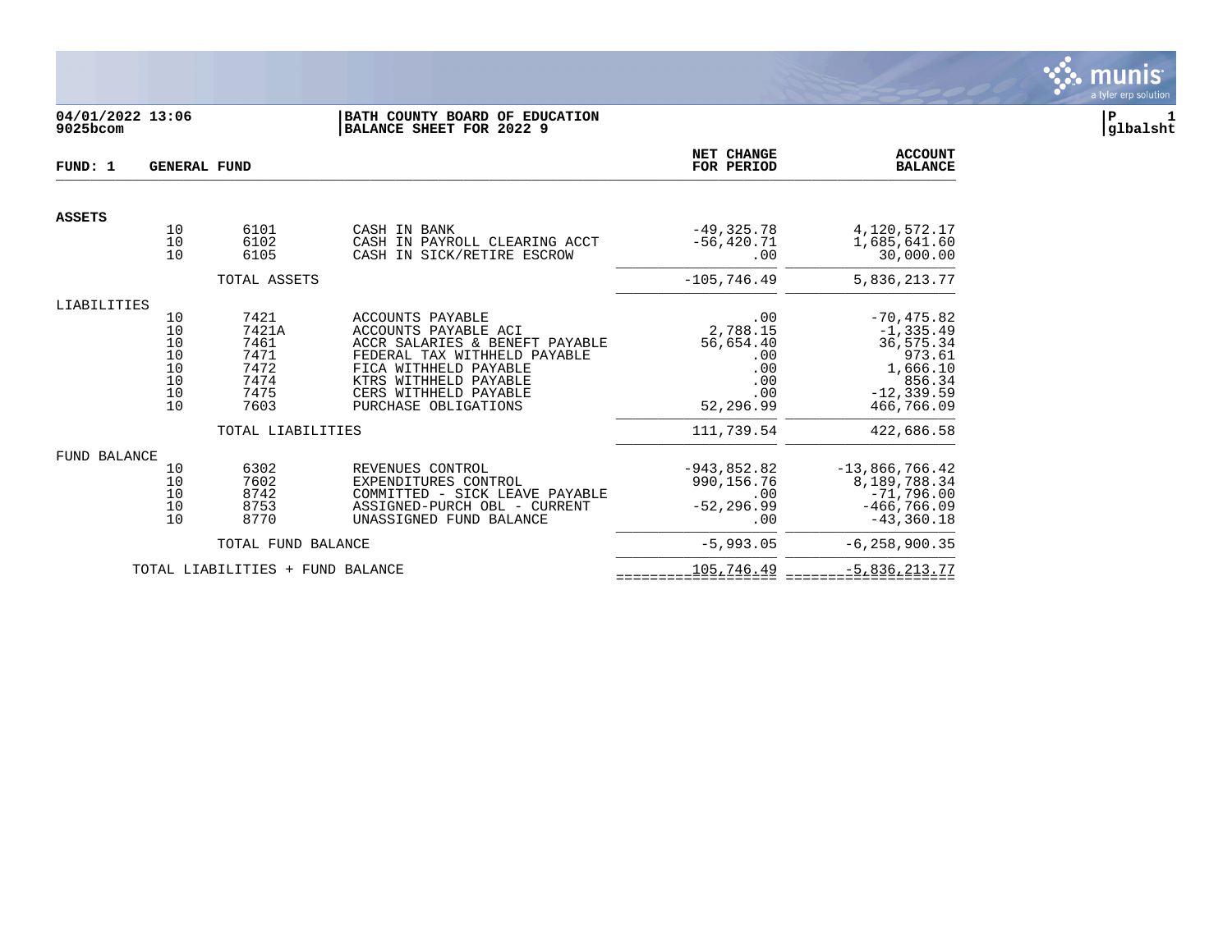**04/01/2022 13:06**
**9025bcom**

**BATH COUNTY BOARD OF EDUCATION**
**BALANCE SHEET FOR 2022 9**

**P 1**
**glbalsht**

| FUND: 1 GENERAL FUND | | | | NET CHANGE FOR PERIOD | ACCOUNT BALANCE |
|---|---|---|---|---|---|
| **ASSETS** | | | | | |
| | 10 | 6101 | CASH IN BANK | -49,325.78 | 4,120,572.17 |
| | 10 | 6102 | CASH IN PAYROLL CLEARING ACCT | -56,420.71 | 1,685,641.60 |
| | 10 | 6105 | CASH IN SICK/RETIRE ESCROW | .00 | 30,000.00 |
| | | TOTAL ASSETS | | -105,746.49 | 5,836,213.77 |
| LIABILITIES | | | | | |
| | 10 | 7421 | ACCOUNTS PAYABLE | .00 | -70,475.82 |
| | 10 | 7421A | ACCOUNTS PAYABLE ACI | 2,788.15 | -1,335.49 |
| | 10 | 7461 | ACCR SALARIES & BENEFT PAYABLE | 56,654.40 | 36,575.34 |
| | 10 | 7471 | FEDERAL TAX WITHHELD PAYABLE | .00 | 973.61 |
| | 10 | 7472 | FICA WITHHELD PAYABLE | .00 | 1,666.10 |
| | 10 | 7474 | KTRS WITHHELD PAYABLE | .00 | 856.34 |
| | 10 | 7475 | CERS WITHHELD PAYABLE | .00 | -12,339.59 |
| | 10 | 7603 | PURCHASE OBLIGATIONS | 52,296.99 | 466,766.09 |
| | | TOTAL LIABILITIES | | 111,739.54 | 422,686.58 |
| FUND BALANCE | | | | | |
| | 10 | 6302 | REVENUES CONTROL | -943,852.82 | -13,866,766.42 |
| | 10 | 7602 | EXPENDITURES CONTROL | 990,156.76 | 8,189,788.34 |
| | 10 | 8742 | COMMITTED - SICK LEAVE PAYABLE | .00 | -71,796.00 |
| | 10 | 8753 | ASSIGNED-PURCH OBL - CURRENT | -52,296.99 | -466,766.09 |
| | 10 | 8770 | UNASSIGNED FUND BALANCE | .00 | -43,360.18 |
| | | TOTAL FUND BALANCE | | -5,993.05 | -6,258,900.35 |
| | TOTAL LIABILITIES + FUND BALANCE | | | 105,746.49 | -5,836,213.77 |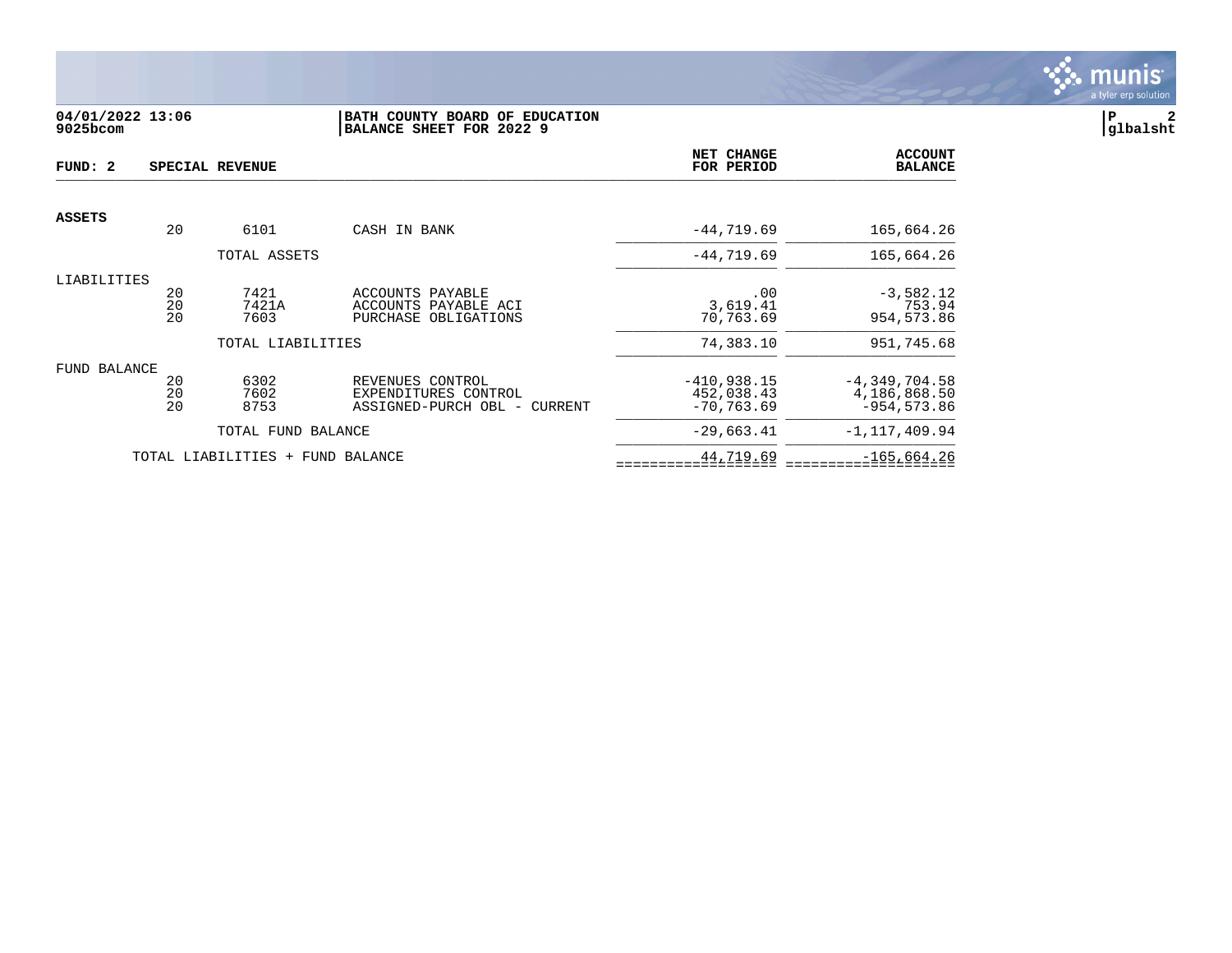**04/01/2022 13:06** | **BATH COUNTY BOARD OF EDUCATION**
**9025bcom** | **BALANCE SHEET FOR 2022 9**

**glbalsht**

| FUND: 2 SPECIAL REVENUE | | | | NET CHANGE FOR PERIOD | ACCOUNT BALANCE |
|---|---|---|---|---|---|
| **ASSETS** | | | | | |
| | 20 | 6101 | CASH IN BANK | -44,719.69 | 165,664.26 |
| | | TOTAL ASSETS | | -44,719.69 | 165,664.26 |
| LIABILITIES | | | | | |
| | 20 | 7421 | ACCOUNTS PAYABLE | .00 | -3,582.12 |
| | 20 | 7421A | ACCOUNTS PAYABLE ACI | 3,619.41 | 753.94 |
| | 20 | 7603 | PURCHASE OBLIGATIONS | 70,763.69 | 954,573.86 |
| | | TOTAL LIABILITIES | | 74,383.10 | 951,745.68 |
| FUND BALANCE | | | | | |
| | 20 | 6302 | REVENUES CONTROL | -410,938.15 | -4,349,704.58 |
| | 20 | 7602 | EXPENDITURES CONTROL | 452,038.43 | 4,186,868.50 |
| | 20 | 8753 | ASSIGNED-PURCH OBL - CURRENT | -70,763.69 | -954,573.86 |
| | | TOTAL FUND BALANCE | | -29,663.41 | -1,117,409.94 |
| TOTAL LIABILITIES + FUND BALANCE | | | | 44,719.69 | -165,664.26 |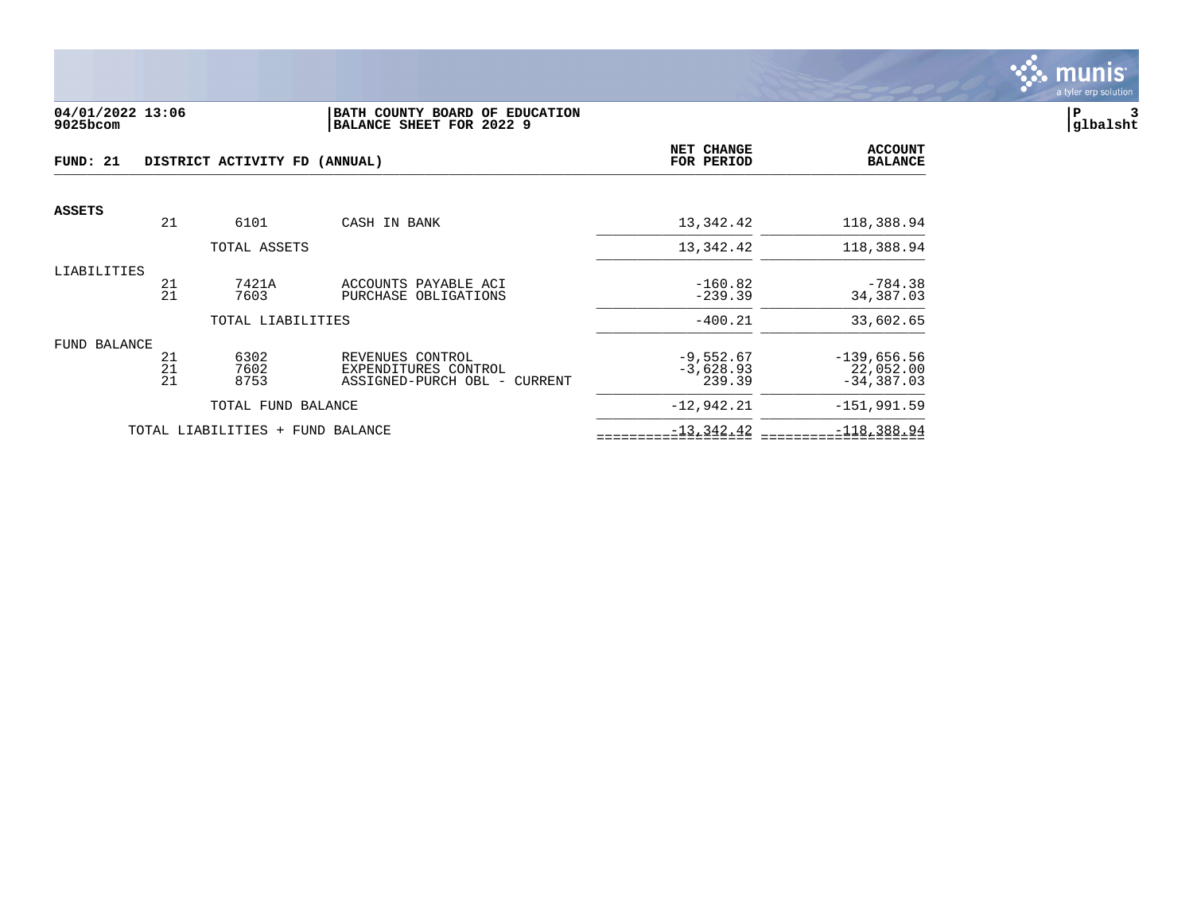04/01/2022 13:06 | BATH COUNTY BOARD OF EDUCATION | P 3
9025bcom | BALANCE SHEET FOR 2022 9 | glbalsht

**FUND: 21 DISTRICT ACTIVITY FD (ANNUAL)**

| | | | | NET CHANGE FOR PERIOD | ACCOUNT BALANCE |
|---|---|---|---|---|---|
| **ASSETS** | | | | | |
| | 21 | 6101 | CASH IN BANK | 13,342.42 | 118,388.94 |
| | | TOTAL ASSETS | | 13,342.42 | 118,388.94 |
| LIABILITIES | | | | | |
| | 21 | 7421A | ACCOUNTS PAYABLE ACI | -160.82 | -784.38 |
| | 21 | 7603 | PURCHASE OBLIGATIONS | -239.39 | 34,387.03 |
| | | TOTAL LIABILITIES | | -400.21 | 33,602.65 |
| FUND BALANCE | | | | | |
| | 21 | 6302 | REVENUES CONTROL | -9,552.67 | -139,656.56 |
| | 21 | 7602 | EXPENDITURES CONTROL | -3,628.93 | 22,052.00 |
| | 21 | 8753 | ASSIGNED-PURCH OBL - CURRENT | 239.39 | -34,387.03 |
| | | TOTAL FUND BALANCE | | -12,942.21 | -151,991.59 |
| | TOTAL LIABILITIES + FUND BALANCE | | | -13,342.42 | -118,388.94 |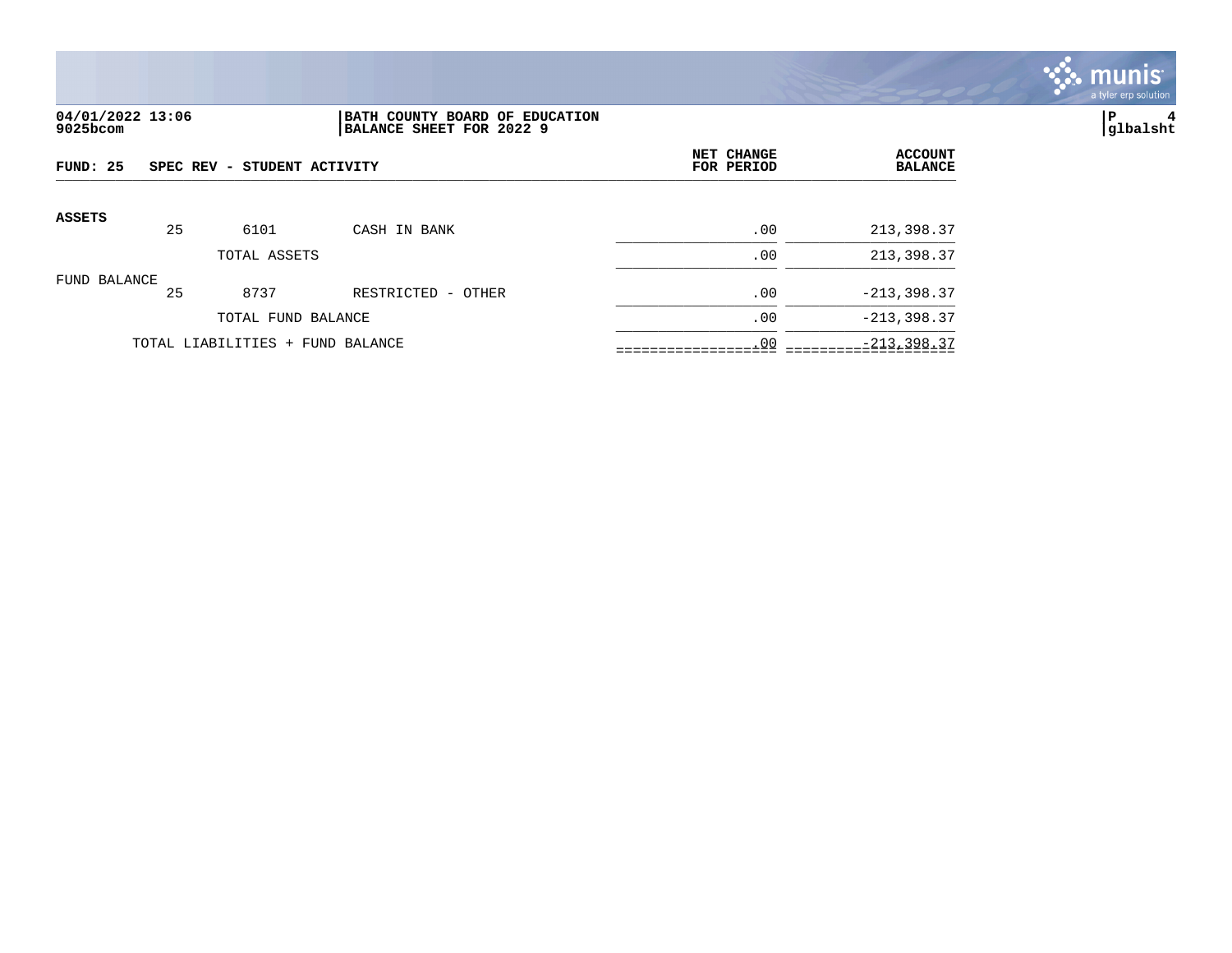04/01/2022 13:06
9025bcom

**BATH COUNTY BOARD OF EDUCATION**
**BALANCE SHEET FOR 2022 9**

glbalsht

| FUND: 25 SPEC REV - STUDENT ACTIVITY | | | | NET CHANGE FOR PERIOD | ACCOUNT BALANCE |
|---|---|---|---|---|---|
| **ASSETS** | | | | | |
| | 25 | 6101 | CASH IN BANK | .00 | 213,398.37 |
| | | TOTAL ASSETS | | .00 | 213,398.37 |
| FUND BALANCE | | | | | |
| | 25 | 8737 | RESTRICTED - OTHER | .00 | -213,398.37 |
| | | TOTAL FUND BALANCE | | .00 | -213,398.37 |
| TOTAL LIABILITIES + FUND BALANCE | | | | .00 | -213,398.37 |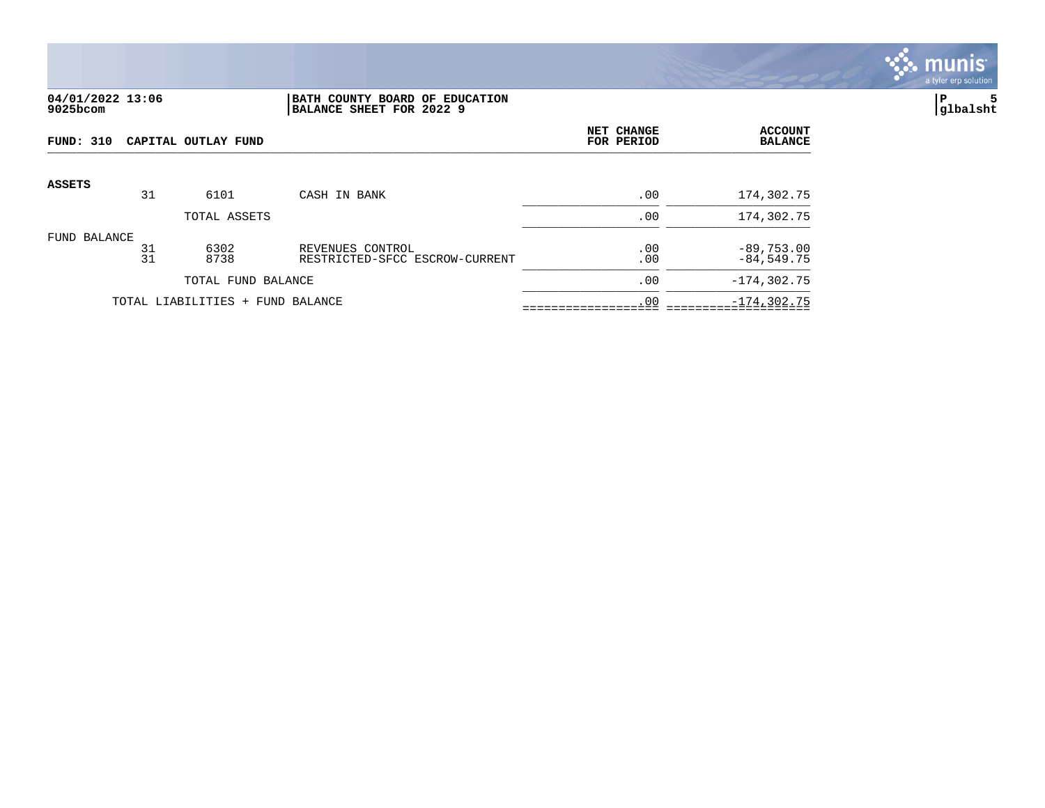**04/01/2022 13:06**
**9025bcom**

**BATH COUNTY BOARD OF EDUCATION**
**BALANCE SHEET FOR 2022 9**

**P 5**
**glbalsht**

| FUND: 310 CAPITAL OUTLAY FUND | | | | NET CHANGE FOR PERIOD | ACCOUNT BALANCE |
|---|---|---|---|---|---|
| **ASSETS** | | | | | |
| | 31 | 6101 | CASH IN BANK | .00 | 174,302.75 |
| | | TOTAL ASSETS | | .00 | 174,302.75 |
| FUND BALANCE | | | | | |
| | 31 | 6302 | REVENUES CONTROL | .00 | -89,753.00 |
| | 31 | 8738 | RESTRICTED-SFCC ESCROW-CURRENT | .00 | -84,549.75 |
| | | TOTAL FUND BALANCE | | .00 | -174,302.75 |
| | TOTAL LIABILITIES + FUND BALANCE | | | .00 | -174,302.75 |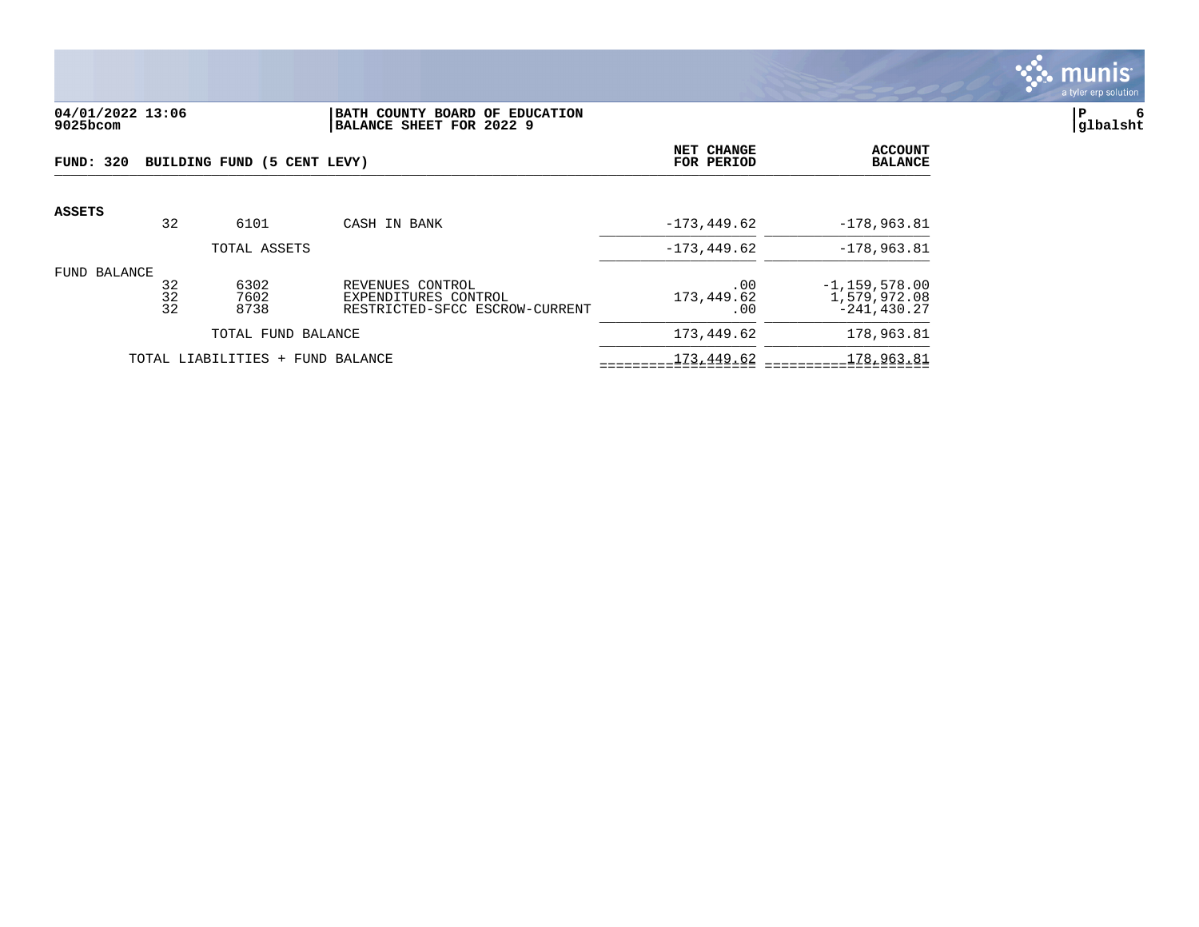**04/01/2022 13:06** | **BATH COUNTY BOARD OF EDUCATION**
**9025bcom** | **BALANCE SHEET FOR 2022 9**

P 6
glbalsht

| **FUND: 320 BUILDING FUND (5 CENT LEVY)** | | | | **NET CHANGE FOR PERIOD** | **ACCOUNT BALANCE** |
|---|---|---|---|---|---|
| **ASSETS** | | | | | |
| | 32 | 6101 | CASH IN BANK | -173,449.62 | -178,963.81 |
| | | TOTAL ASSETS | | -173,449.62 | -178,963.81 |
| FUND BALANCE | | | | | |
| | 32 | 6302 | REVENUES CONTROL | .00 | -1,159,578.00 |
| | 32 | 7602 | EXPENDITURES CONTROL | 173,449.62 | 1,579,972.08 |
| | 32 | 8738 | RESTRICTED-SFCC ESCROW-CURRENT | .00 | -241,430.27 |
| | | TOTAL FUND BALANCE | | 173,449.62 | 178,963.81 |
| | TOTAL LIABILITIES + FUND BALANCE | | | 173,449.62 | 178,963.81 |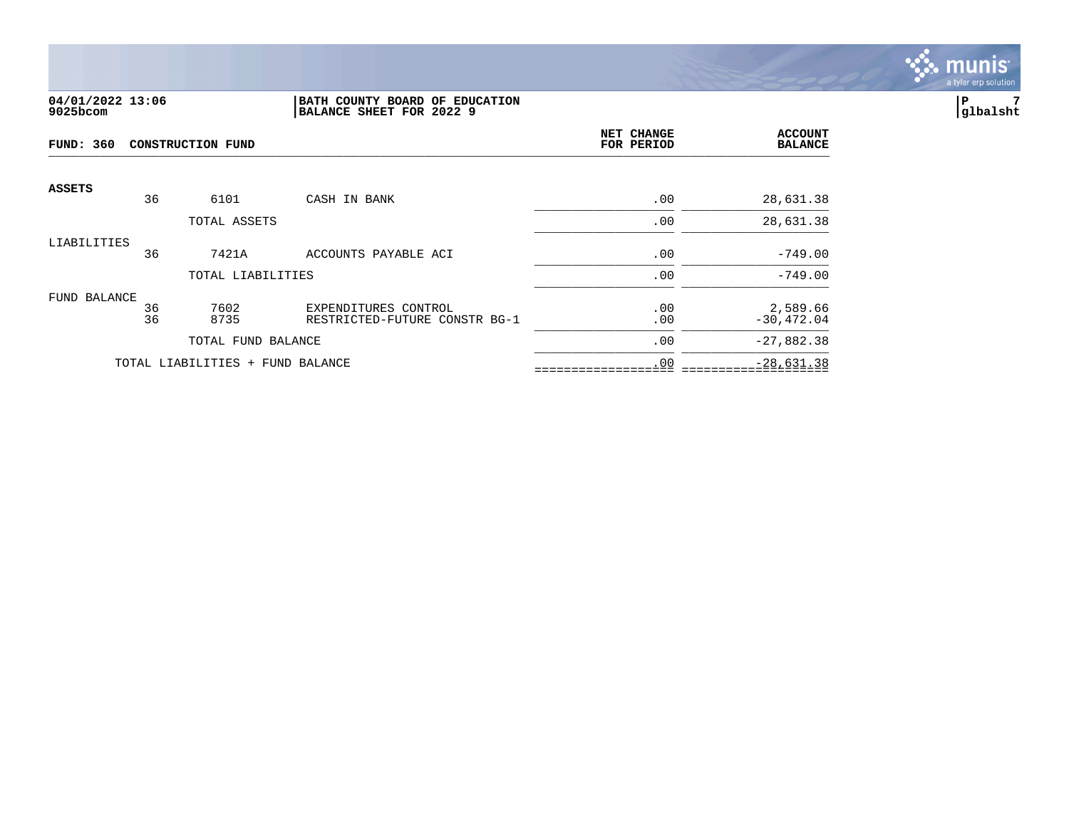**04/01/2022 13:06**
**9025bcom**

**BATH COUNTY BOARD OF EDUCATION**
**BALANCE SHEET FOR 2022 9**

**P 7**
**glbalsht**

| FUND: 360 CONSTRUCTION FUND | | | | NET CHANGE FOR PERIOD | ACCOUNT BALANCE |
|---|---|---|---|---|---|
| **ASSETS** | | | | | |
| | 36 | 6101 | CASH IN BANK | .00 | 28,631.38 |
| | | TOTAL ASSETS | | .00 | 28,631.38 |
| LIABILITIES | | | | | |
| | 36 | 7421A | ACCOUNTS PAYABLE ACI | .00 | -749.00 |
| | | TOTAL LIABILITIES | | .00 | -749.00 |
| FUND BALANCE | | | | | |
| | 36 | 7602 | EXPENDITURES CONTROL | .00 | 2,589.66 |
| | 36 | 8735 | RESTRICTED-FUTURE CONSTR BG-1 | .00 | -30,472.04 |
| | | TOTAL FUND BALANCE | | .00 | -27,882.38 |
| | TOTAL LIABILITIES + FUND BALANCE | | | .00 | -28,631.38 |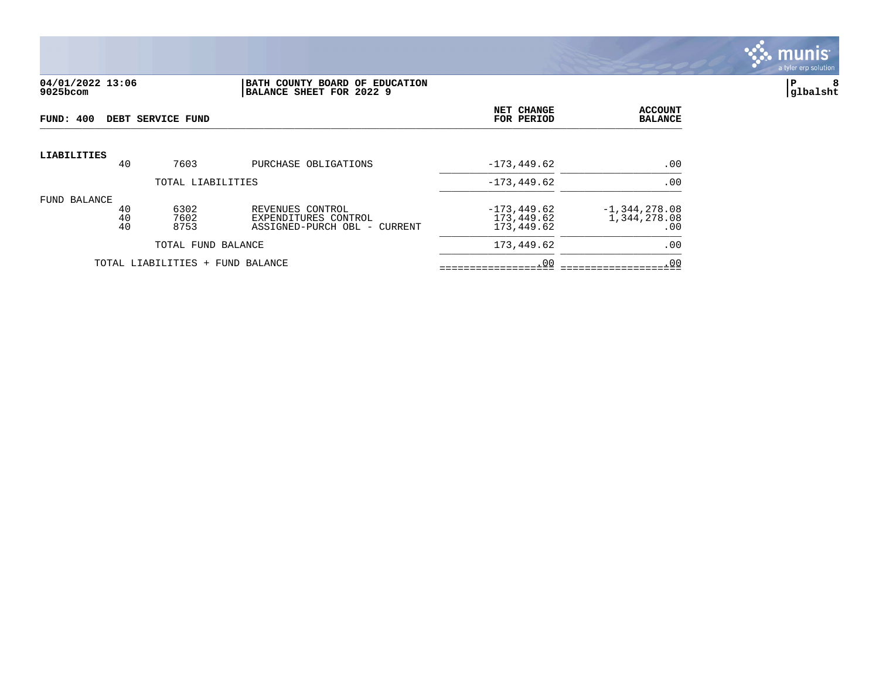04/01/2022 13:06
9025bcom

BATH COUNTY BOARD OF EDUCATION
BALANCE SHEET FOR 2022 9

P 8
glbalsht

| FUND: 400 DEBT SERVICE FUND | | | | NET CHANGE FOR PERIOD | ACCOUNT BALANCE |
|---|---|---|---|---|---|
| **LIABILITIES** | | | | | |
| | 40 | 7603 | PURCHASE OBLIGATIONS | -173,449.62 | .00 |
| | | TOTAL LIABILITIES | | -173,449.62 | .00 |
| FUND BALANCE | | | | | |
| | 40 | 6302 | REVENUES CONTROL | -173,449.62 | -1,344,278.08 |
| | 40 | 7602 | EXPENDITURES CONTROL | 173,449.62 | 1,344,278.08 |
| | 40 | 8753 | ASSIGNED-PURCH OBL - CURRENT | 173,449.62 | .00 |
| | | TOTAL FUND BALANCE | | 173,449.62 | .00 |
| | TOTAL LIABILITIES + FUND BALANCE | | | .00 | .00 |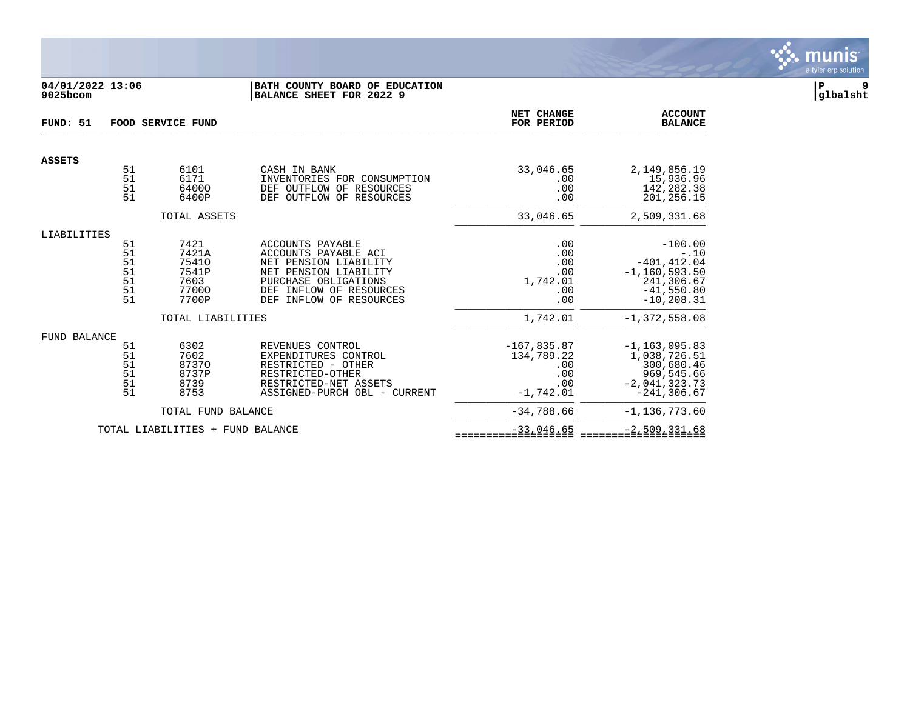04/01/2022 13:06 | BATH COUNTY BOARD OF EDUCATION
9025bcom | BALANCE SHEET FOR 2022 9

glbalsht

**FUND: 51 FOOD SERVICE FUND**

| | | | | NET CHANGE FOR PERIOD | ACCOUNT BALANCE |
|---|---|---|---|---|---|
| **ASSETS** | | | | | |
| | 51 | 6101 | CASH IN BANK | 33,046.65 | 2,149,856.19 |
| | 51 | 6171 | INVENTORIES FOR CONSUMPTION | .00 | 15,936.96 |
| | 51 | 6400O | DEF OUTFLOW OF RESOURCES | .00 | 142,282.38 |
| | 51 | 6400P | DEF OUTFLOW OF RESOURCES | .00 | 201,256.15 |
| | | TOTAL ASSETS | | 33,046.65 | 2,509,331.68 |
| LIABILITIES | | | | | |
| | 51 | 7421 | ACCOUNTS PAYABLE | .00 | -100.00 |
| | 51 | 7421A | ACCOUNTS PAYABLE ACI | .00 | -.10 |
| | 51 | 7541O | NET PENSION LIABILITY | .00 | -401,412.04 |
| | 51 | 7541P | NET PENSION LIABILITY | .00 | -1,160,593.50 |
| | 51 | 7603 | PURCHASE OBLIGATIONS | 1,742.01 | 241,306.67 |
| | 51 | 7700O | DEF INFLOW OF RESOURCES | .00 | -41,550.80 |
| | 51 | 7700P | DEF INFLOW OF RESOURCES | .00 | -10,208.31 |
| | | TOTAL LIABILITIES | | 1,742.01 | -1,372,558.08 |
| FUND BALANCE | | | | | |
| | 51 | 6302 | REVENUES CONTROL | -167,835.87 | -1,163,095.83 |
| | 51 | 7602 | EXPENDITURES CONTROL | 134,789.22 | 1,038,726.51 |
| | 51 | 8737O | RESTRICTED - OTHER | .00 | 300,680.46 |
| | 51 | 8737P | RESTRICTED-OTHER | .00 | 969,545.66 |
| | 51 | 8739 | RESTRICTED-NET ASSETS | .00 | -2,041,323.73 |
| | 51 | 8753 | ASSIGNED-PURCH OBL - CURRENT | -1,742.01 | -241,306.67 |
| | | TOTAL FUND BALANCE | | -34,788.66 | -1,136,773.60 |
| | TOTAL LIABILITIES + FUND BALANCE | | | -33,046.65 | -2,509,331.68 |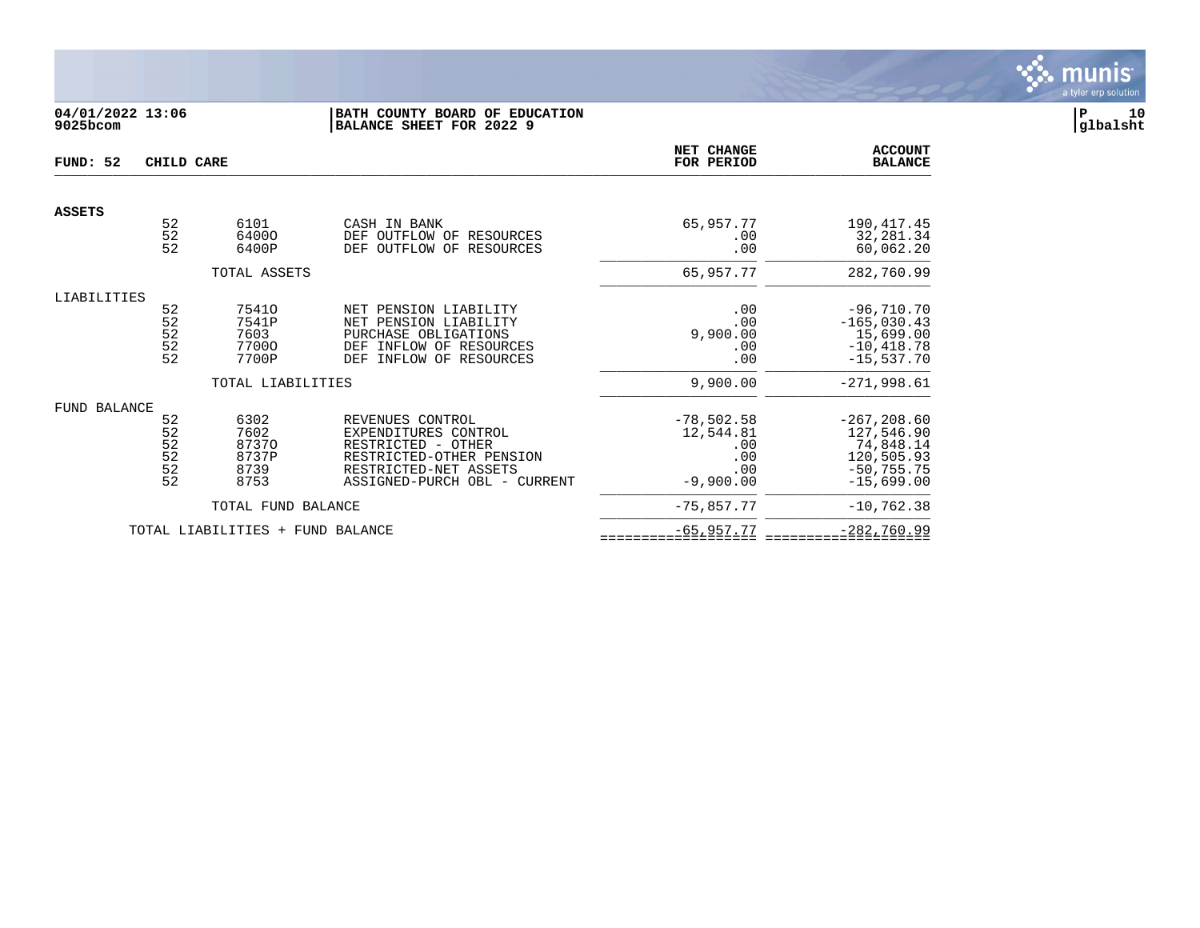**04/01/2022 13:06**
**9025bcom**

**BATH COUNTY BOARD OF EDUCATION**
**BALANCE SHEET FOR 2022 9**

**P 10**
**glbalsht**

**FUND: 52 CHILD CARE**

| | | | | NET CHANGE FOR PERIOD | ACCOUNT BALANCE |
|---|---|---|---|---|---|
| **ASSETS** | | | | | |
| | 52 | 6101 | CASH IN BANK | 65,957.77 | 190,417.45 |
| | 52 | 6400O | DEF OUTFLOW OF RESOURCES | .00 | 32,281.34 |
| | 52 | 6400P | DEF OUTFLOW OF RESOURCES | .00 | 60,062.20 |
| | | TOTAL ASSETS | | 65,957.77 | 282,760.99 |
| LIABILITIES | | | | | |
| | 52 | 7541O | NET PENSION LIABILITY | .00 | -96,710.70 |
| | 52 | 7541P | NET PENSION LIABILITY | .00 | -165,030.43 |
| | 52 | 7603 | PURCHASE OBLIGATIONS | 9,900.00 | 15,699.00 |
| | 52 | 7700O | DEF INFLOW OF RESOURCES | .00 | -10,418.78 |
| | 52 | 7700P | DEF INFLOW OF RESOURCES | .00 | -15,537.70 |
| | | TOTAL LIABILITIES | | 9,900.00 | -271,998.61 |
| FUND BALANCE | | | | | |
| | 52 | 6302 | REVENUES CONTROL | -78,502.58 | -267,208.60 |
| | 52 | 7602 | EXPENDITURES CONTROL | 12,544.81 | 127,546.90 |
| | 52 | 8737O | RESTRICTED - OTHER | .00 | 74,848.14 |
| | 52 | 8737P | RESTRICTED-OTHER PENSION | .00 | 120,505.93 |
| | 52 | 8739 | RESTRICTED-NET ASSETS | .00 | -50,755.75 |
| | 52 | 8753 | ASSIGNED-PURCH OBL - CURRENT | -9,900.00 | -15,699.00 |
| | | TOTAL FUND BALANCE | | -75,857.77 | -10,762.38 |
| | TOTAL LIABILITIES + FUND BALANCE | | | -65,957.77 | -282,760.99 |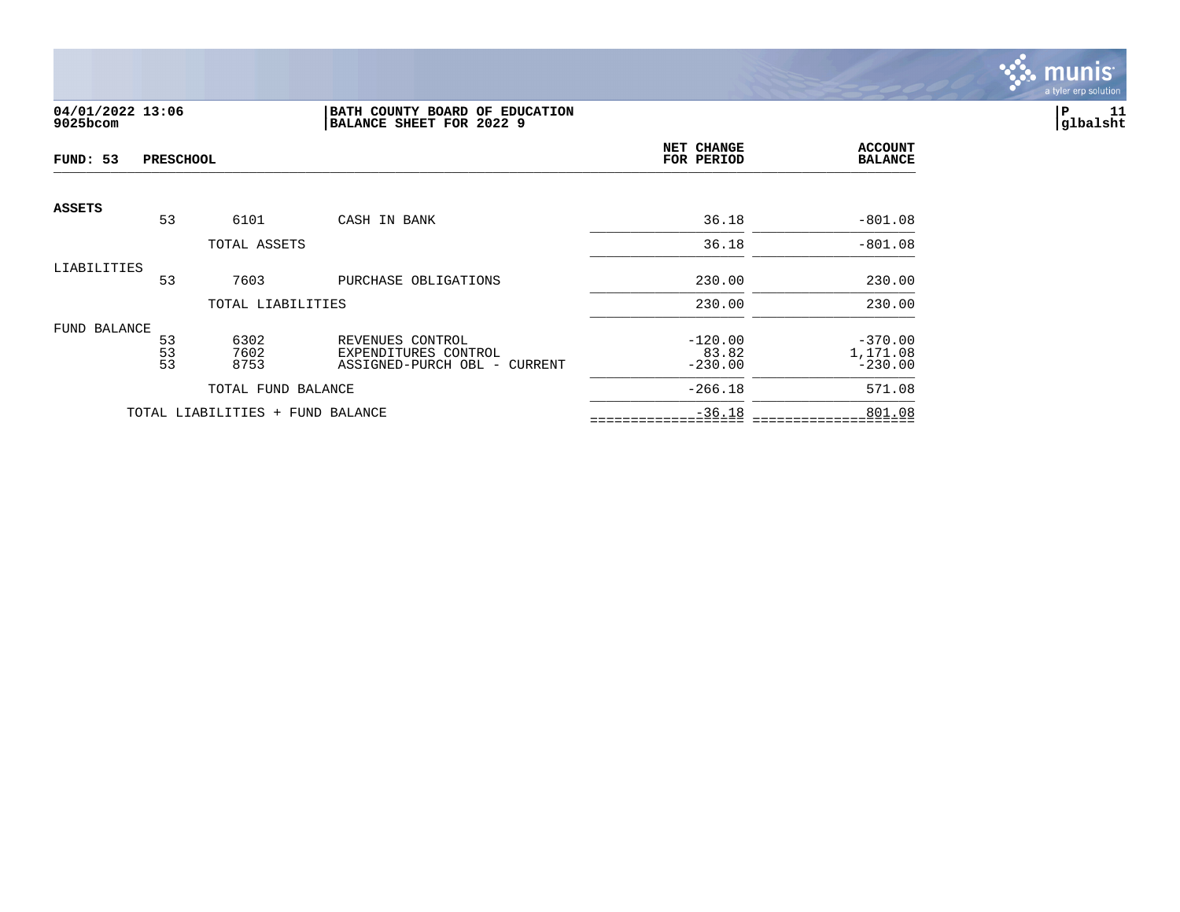04/01/2022 13:06
9025bcom

BATH COUNTY BOARD OF EDUCATION
BALANCE SHEET FOR 2022 9

P 11
glbalsht

| FUND: 53 PRESCHOOL | | | | NET CHANGE FOR PERIOD | ACCOUNT BALANCE |
|---|---|---|---|---|---|
| **ASSETS** | | | | | |
| | 53 | 6101 | CASH IN BANK | 36.18 | -801.08 |
| | | TOTAL ASSETS | | 36.18 | -801.08 |
| LIABILITIES | | | | | |
| | 53 | 7603 | PURCHASE OBLIGATIONS | 230.00 | 230.00 |
| | | TOTAL LIABILITIES | | 230.00 | 230.00 |
| FUND BALANCE | | | | | |
| | 53 | 6302 | REVENUES CONTROL | -120.00 | -370.00 |
| | 53 | 7602 | EXPENDITURES CONTROL | 83.82 | 1,171.08 |
| | 53 | 8753 | ASSIGNED-PURCH OBL - CURRENT | -230.00 | -230.00 |
| | | TOTAL FUND BALANCE | | -266.18 | 571.08 |
| | TOTAL LIABILITIES + FUND BALANCE | | | -36.18 | 801.08 |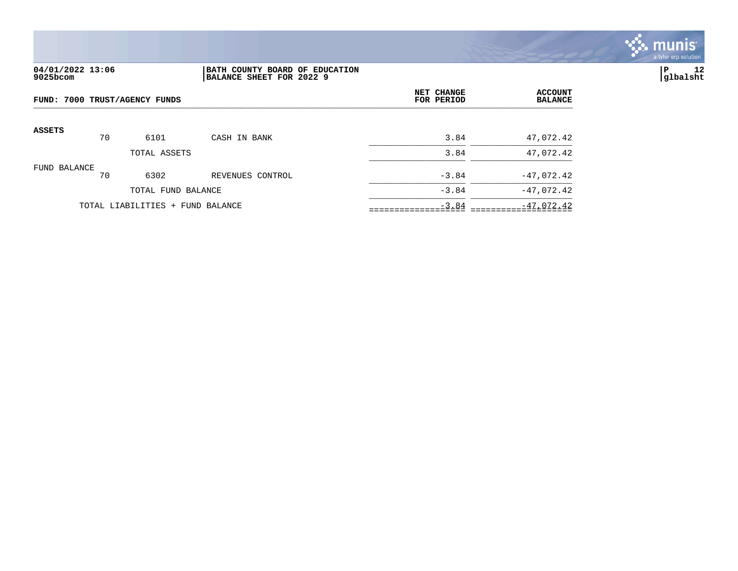04/01/2022 13:06
9025bcom

**BATH COUNTY BOARD OF EDUCATION**
**BALANCE SHEET FOR 2022 9**

P 12
glbalsht

**FUND: 7000 TRUST/AGENCY FUNDS**

| | | | | NET CHANGE FOR PERIOD | ACCOUNT BALANCE |
|---|---|---|---|---|---|
| **ASSETS** | | | | | |
| | 70 | 6101 | CASH IN BANK | 3.84 | 47,072.42 |
| | | TOTAL ASSETS | | 3.84 | 47,072.42 |
| FUND BALANCE | | | | | |
| | 70 | 6302 | REVENUES CONTROL | -3.84 | -47,072.42 |
| | | TOTAL FUND BALANCE | | -3.84 | -47,072.42 |
| | TOTAL LIABILITIES + FUND BALANCE | | | -3.84 | -47,072.42 |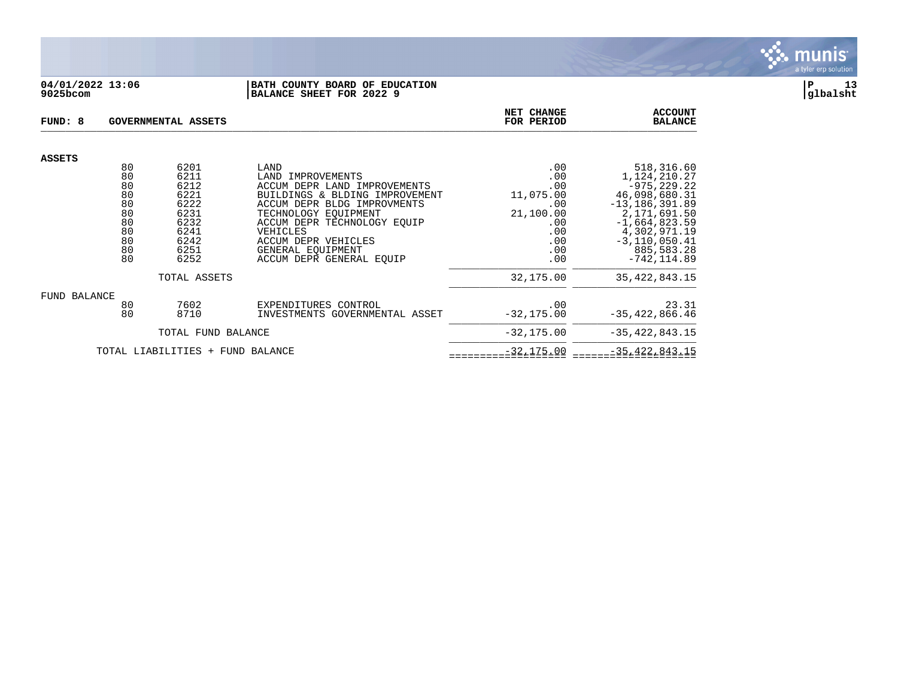04/01/2022 13:06
9025bcom

**BATH COUNTY BOARD OF EDUCATION**
**BALANCE SHEET FOR 2022 9**

P 13
glbalsht

**FUND: 8 GOVERNMENTAL ASSETS**

| | | | | NET CHANGE FOR PERIOD | ACCOUNT BALANCE |
|---|---|---|---|---|---|
| **ASSETS** | | | | | |
| | 80 | 6201 | LAND | .00 | 518,316.60 |
| | 80 | 6211 | LAND IMPROVEMENTS | .00 | 1,124,210.27 |
| | 80 | 6212 | ACCUM DEPR LAND IMPROVEMENTS | .00 | -975,229.22 |
| | 80 | 6221 | BUILDINGS & BLDING IMPROVEMENT | 11,075.00 | 46,098,680.31 |
| | 80 | 6222 | ACCUM DEPR BLDG IMPROVMENTS | .00 | -13,186,391.89 |
| | 80 | 6231 | TECHNOLOGY EQUIPMENT | 21,100.00 | 2,171,691.50 |
| | 80 | 6232 | ACCUM DEPR TECHNOLOGY EQUIP | .00 | -1,664,823.59 |
| | 80 | 6241 | VEHICLES | .00 | 4,302,971.19 |
| | 80 | 6242 | ACCUM DEPR VEHICLES | .00 | -3,110,050.41 |
| | 80 | 6251 | GENERAL EQUIPMENT | .00 | 885,583.28 |
| | 80 | 6252 | ACCUM DEPR GENERAL EQUIP | .00 | -742,114.89 |
| | | TOTAL ASSETS | | 32,175.00 | 35,422,843.15 |
| FUND BALANCE | | | | | |
| | 80 | 7602 | EXPENDITURES CONTROL | .00 | 23.31 |
| | 80 | 8710 | INVESTMENTS GOVERNMENTAL ASSET | -32,175.00 | -35,422,866.46 |
| | | TOTAL FUND BALANCE | | -32,175.00 | -35,422,843.15 |
| | TOTAL LIABILITIES + FUND BALANCE | | | -32,175.00 | -35,422,843.15 |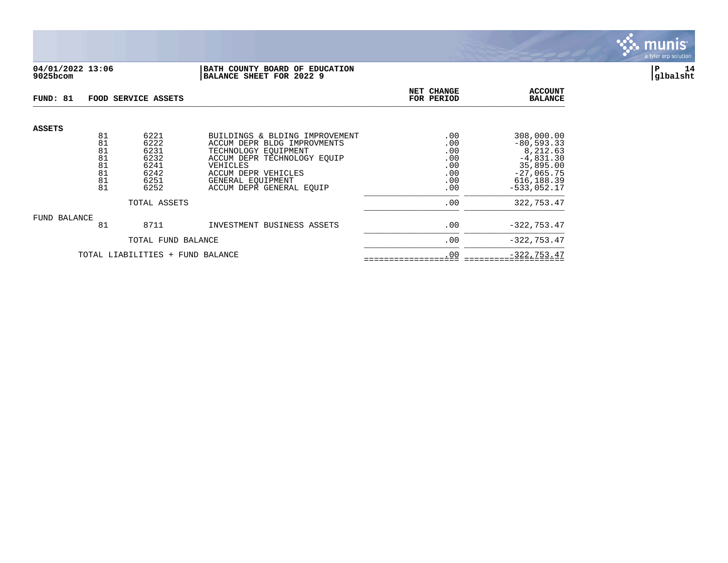**04/01/2022 13:06**
**9025bcom**

**BATH COUNTY BOARD OF EDUCATION**
**BALANCE SHEET FOR 2022 9**

**P 14**
**glbalsht**

| FUND: 81 | FOOD SERVICE ASSETS | | | NET CHANGE FOR PERIOD | ACCOUNT BALANCE |
|---|---|---|---|---|---|
| **ASSETS** | | | | | |
| | 81 | 6221 | BUILDINGS & BLDING IMPROVEMENT | .00 | 308,000.00 |
| | 81 | 6222 | ACCUM DEPR BLDG IMPROVMENTS | .00 | -80,593.33 |
| | 81 | 6231 | TECHNOLOGY EQUIPMENT | .00 | 8,212.63 |
| | 81 | 6232 | ACCUM DEPR TECHNOLOGY EQUIP | .00 | -4,831.30 |
| | 81 | 6241 | VEHICLES | .00 | 35,895.00 |
| | 81 | 6242 | ACCUM DEPR VEHICLES | .00 | -27,065.75 |
| | 81 | 6251 | GENERAL EQUIPMENT | .00 | 616,188.39 |
| | 81 | 6252 | ACCUM DEPR GENERAL EQUIP | .00 | -533,052.17 |
| | | TOTAL ASSETS | | .00 | 322,753.47 |
| FUND BALANCE | | | | | |
| | 81 | 8711 | INVESTMENT BUSINESS ASSETS | .00 | -322,753.47 |
| | | TOTAL FUND BALANCE | | .00 | -322,753.47 |
| | TOTAL LIABILITIES + FUND BALANCE | | | .00 | -322,753.47 |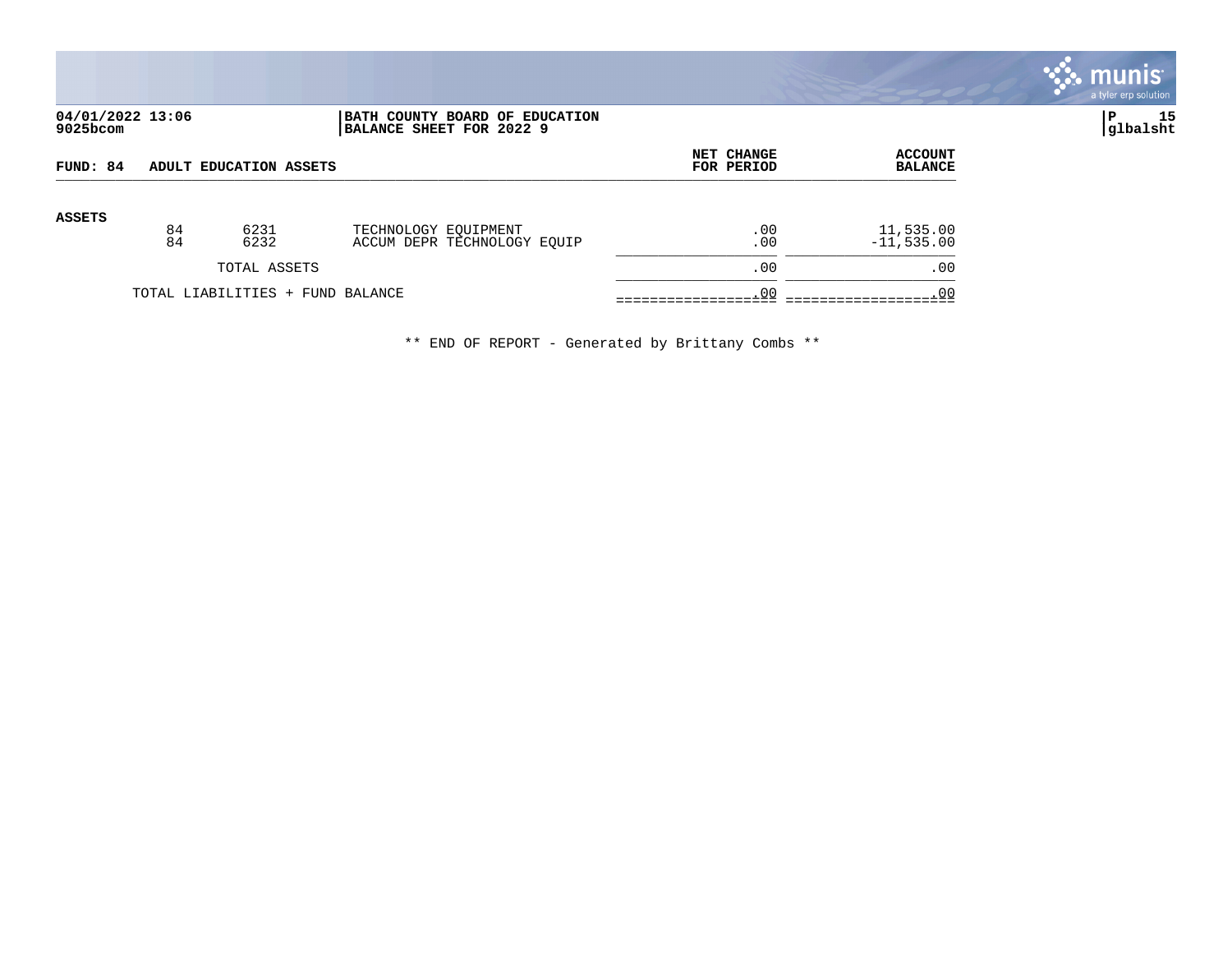**04/01/2022 13:06** | **BATH COUNTY BOARD OF EDUCATION**
**9025bcom** | **BALANCE SHEET FOR 2022 9**

| FUND: 84 | ADULT EDUCATION ASSETS | | | NET CHANGE FOR PERIOD | ACCOUNT BALANCE |
|---|---|---|---|---|---|
| **ASSETS** | | | | | |
| | 84 | 6231 | TECHNOLOGY EQUIPMENT | .00 | 11,535.00 |
| | 84 | 6232 | ACCUM DEPR TECHNOLOGY EQUIP | .00 | -11,535.00 |
| | | TOTAL ASSETS | | .00 | .00 |
| | TOTAL LIABILITIES + FUND BALANCE | | | .00 | .00 |

** END OF REPORT - Generated by Brittany Combs **